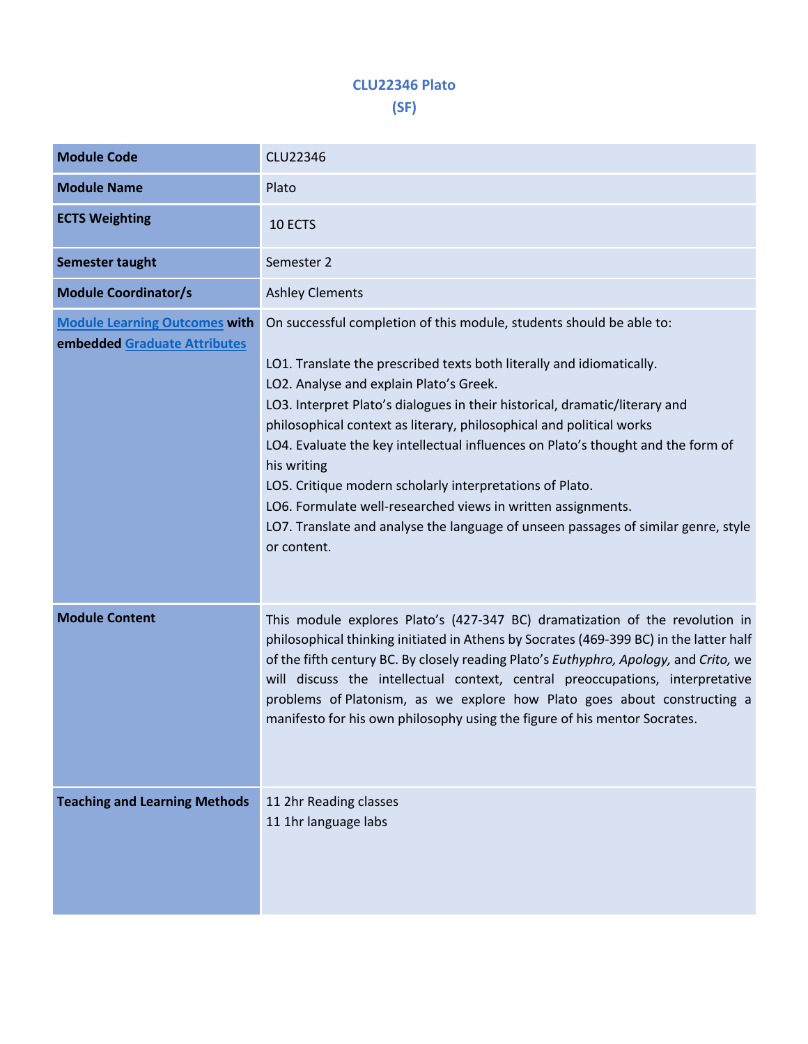# CLU22346 Plato
## (SF)

| | |
|---|---|
| **Module Code** | CLU22346 |
| **Module Name** | Plato |
| **ECTS Weighting** | 10 ECTS |
| **Semester taught** | Semester 2 |
| **Module Coordinator/s** | Ashley Clements |
| **Module Learning Outcomes with embedded Graduate Attributes** | On successful completion of this module, students should be able to:<br><br>LO1. Translate the prescribed texts both literally and idiomatically.<br>LO2. Analyse and explain Plato's Greek.<br>LO3. Interpret Plato's dialogues in their historical, dramatic/literary and philosophical context as literary, philosophical and political works<br>LO4. Evaluate the key intellectual influences on Plato's thought and the form of his writing<br>LO5. Critique modern scholarly interpretations of Plato.<br>LO6. Formulate well-researched views in written assignments.<br>LO7. Translate and analyse the language of unseen passages of similar genre, style or content. |
| **Module Content** | This module explores Plato's (427-347 BC) dramatization of the revolution in philosophical thinking initiated in Athens by Socrates (469-399 BC) in the latter half of the fifth century BC. By closely reading Plato's *Euthyphro, Apology,* and *Crito,* we will discuss the intellectual context, central preoccupations, interpretative problems of Platonism, as we explore how Plato goes about constructing a manifesto for his own philosophy using the figure of his mentor Socrates. |
| **Teaching and Learning Methods** | 11 2hr Reading classes<br>11 1hr language labs |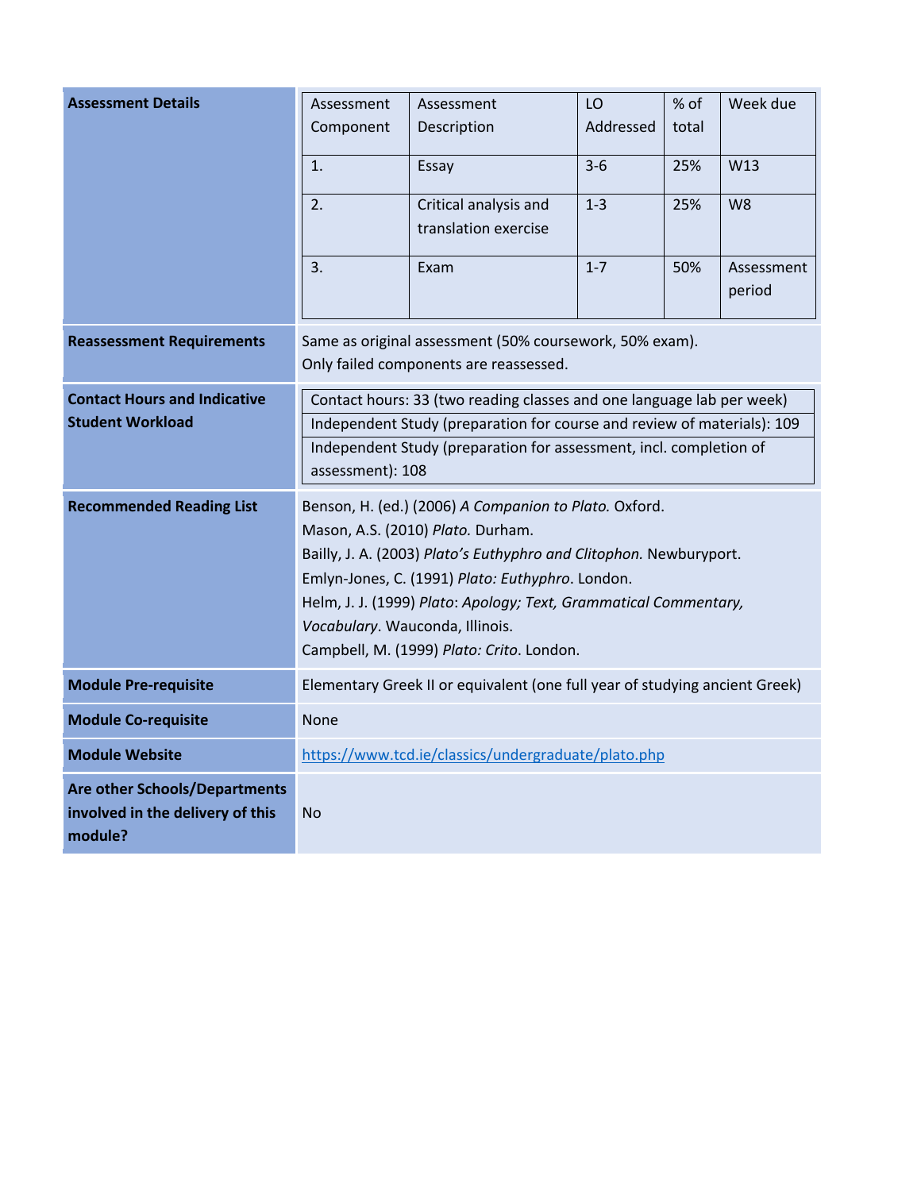| | |
|---|---|
| **Assessment Details** | |

| Assessment Component | Assessment Description | LO Addressed | % of total | Week due |
|---|---|---|---|---|
| 1. | Essay | 3-6 | 25% | W13 |
| 2. | Critical analysis and translation exercise | 1-3 | 25% | W8 |
| 3. | Exam | 1-7 | 50% | Assessment period |

| | |
|---|---|
| **Reassessment Requirements** | Same as original assessment (50% coursework, 50% exam).<br>Only failed components are reassessed. |
| **Contact Hours and Indicative Student Workload** | Contact hours: 33 (two reading classes and one language lab per week)<br>Independent Study (preparation for course and review of materials): 109<br>Independent Study (preparation for assessment, incl. completion of assessment): 108 |
| **Recommended Reading List** | Benson, H. (ed.) (2006) *A Companion to Plato.* Oxford.<br>Mason, A.S. (2010) *Plato.* Durham.<br>Bailly, J. A. (2003) *Plato's Euthyphro and Clitophon.* Newburyport.<br>Emlyn-Jones, C. (1991) *Plato: Euthyphro*. London.<br>Helm, J. J. (1999) *Plato*: *Apology; Text, Grammatical Commentary, Vocabulary*. Wauconda, Illinois.<br>Campbell, M. (1999) *Plato: Crito*. London. |
| **Module Pre-requisite** | Elementary Greek II or equivalent (one full year of studying ancient Greek) |
| **Module Co-requisite** | None |
| **Module Website** | https://www.tcd.ie/classics/undergraduate/plato.php |
| **Are other Schools/Departments involved in the delivery of this module?** | No |